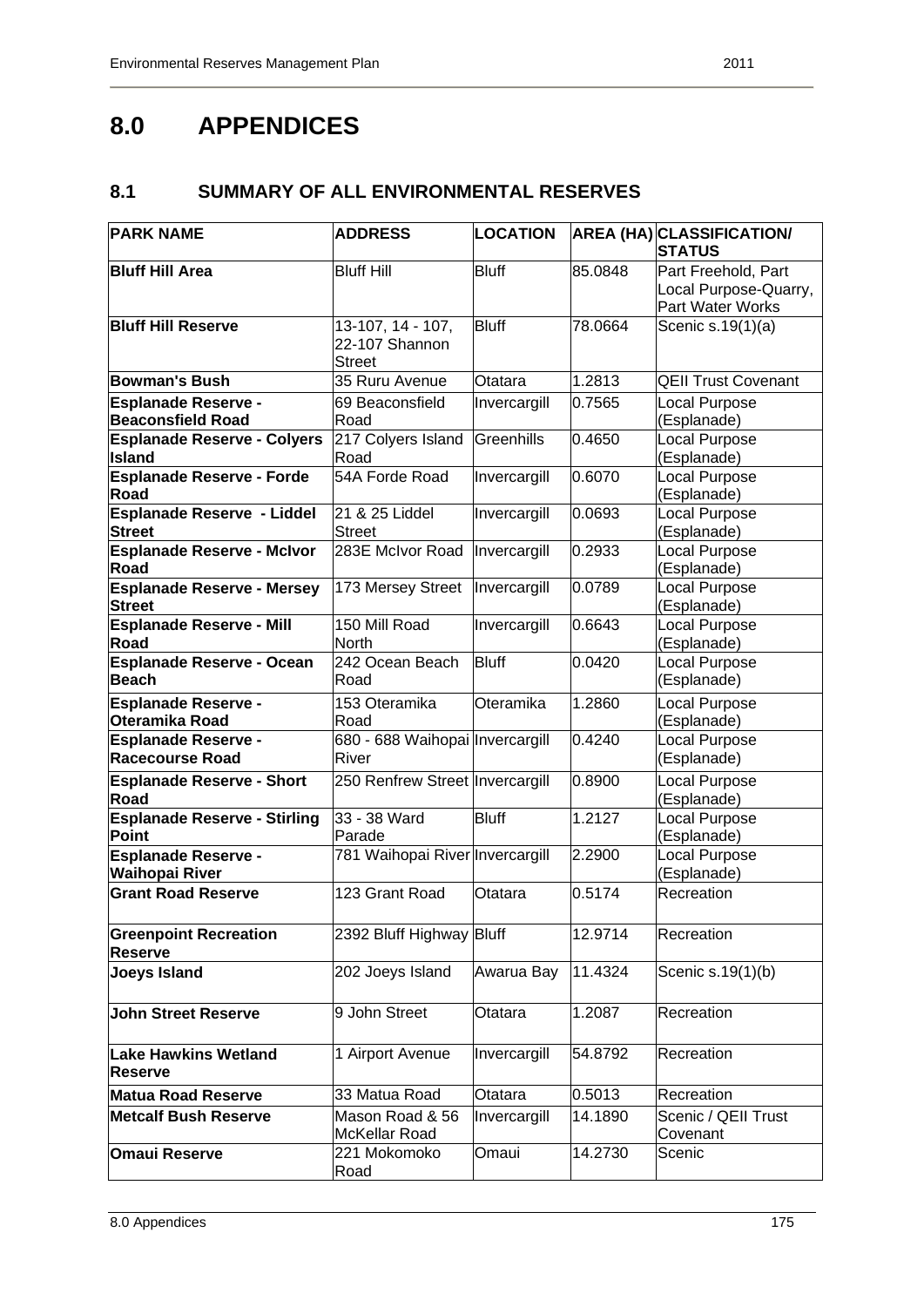# 8.0 APPENDICES

## 8.1 SUMMARY OF ALL ENVIRONMENTAL RESERVES

| PARK NAME | ADDRESS | LOCATION | AREA (HA) | CLASSIFICATION/ STATUS |
|---|---|---|---|---|
| **Bluff Hill Area** | Bluff Hill | Bluff | 85.0848 | Part Freehold, Part Local Purpose-Quarry, Part Water Works |
| **Bluff Hill Reserve** | 13-107, 14 - 107, 22-107 Shannon Street | Bluff | 78.0664 | Scenic s.19(1)(a) |
| **Bowman's Bush** | 35 Ruru Avenue | Otatara | 1.2813 | QEII Trust Covenant |
| **Esplanade Reserve - Beaconsfield Road** | 69 Beaconsfield Road | Invercargill | 0.7565 | Local Purpose (Esplanade) |
| **Esplanade Reserve - Colyers Island** | 217 Colyers Island Road | Greenhills | 0.4650 | Local Purpose (Esplanade) |
| **Esplanade Reserve - Forde Road** | 54A Forde Road | Invercargill | 0.6070 | Local Purpose (Esplanade) |
| **Esplanade Reserve - Liddel Street** | 21 & 25 Liddel Street | Invercargill | 0.0693 | Local Purpose (Esplanade) |
| **Esplanade Reserve - McIvor Road** | 283E McIvor Road | Invercargill | 0.2933 | Local Purpose (Esplanade) |
| **Esplanade Reserve - Mersey Street** | 173 Mersey Street | Invercargill | 0.0789 | Local Purpose (Esplanade) |
| **Esplanade Reserve - Mill Road** | 150 Mill Road North | Invercargill | 0.6643 | Local Purpose (Esplanade) |
| **Esplanade Reserve - Ocean Beach** | 242 Ocean Beach Road | Bluff | 0.0420 | Local Purpose (Esplanade) |
| **Esplanade Reserve - Oteramika Road** | 153 Oteramika Road | Oteramika | 1.2860 | Local Purpose (Esplanade) |
| **Esplanade Reserve - Racecourse Road** | 680 - 688 Waihopai River | Invercargill | 0.4240 | Local Purpose (Esplanade) |
| **Esplanade Reserve - Short Road** | 250 Renfrew Street | Invercargill | 0.8900 | Local Purpose (Esplanade) |
| **Esplanade Reserve - Stirling Point** | 33 - 38 Ward Parade | Bluff | 1.2127 | Local Purpose (Esplanade) |
| **Esplanade Reserve - Waihopai River** | 781 Waihopai River | Invercargill | 2.2900 | Local Purpose (Esplanade) |
| **Grant Road Reserve** | 123 Grant Road | Otatara | 0.5174 | Recreation |
| **Greenpoint Recreation Reserve** | 2392 Bluff Highway | Bluff | 12.9714 | Recreation |
| **Joeys Island** | 202 Joeys Island | Awarua Bay | 11.4324 | Scenic s.19(1)(b) |
| **John Street Reserve** | 9 John Street | Otatara | 1.2087 | Recreation |
| **Lake Hawkins Wetland Reserve** | 1 Airport Avenue | Invercargill | 54.8792 | Recreation |
| **Matua Road Reserve** | 33 Matua Road | Otatara | 0.5013 | Recreation |
| **Metcalf Bush Reserve** | Mason Road & 56 McKellar Road | Invercargill | 14.1890 | Scenic / QEII Trust Covenant |
| **Omaui Reserve** | 221 Mokomoko Road | Omaui | 14.2730 | Scenic |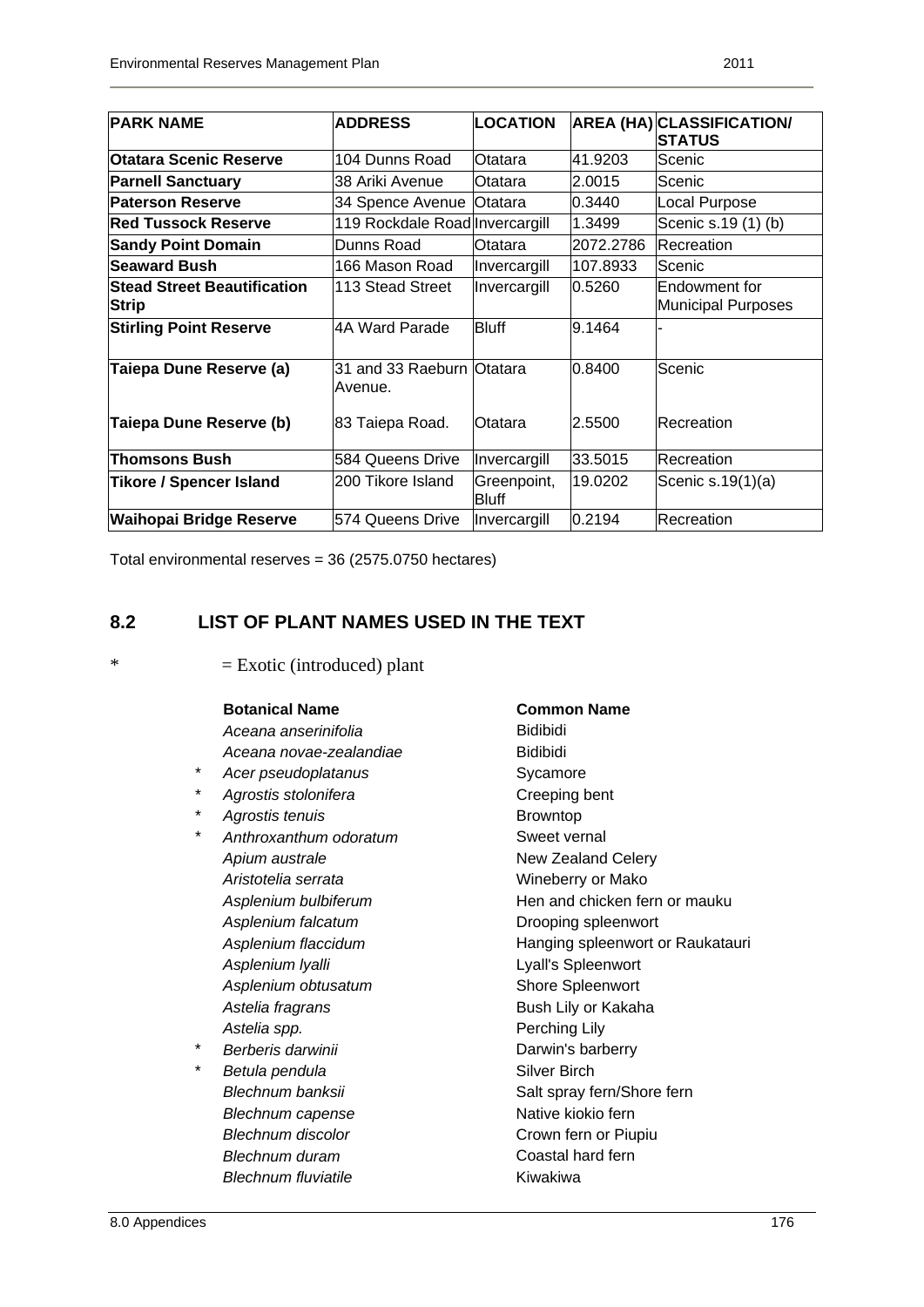| PARK NAME | ADDRESS | LOCATION | AREA (HA) | CLASSIFICATION/ STATUS |
|---|---|---|---|---|
| **Otatara Scenic Reserve** | 104 Dunns Road | Otatara | 41.9203 | Scenic |
| **Parnell Sanctuary** | 38 Ariki Avenue | Otatara | 2.0015 | Scenic |
| **Paterson Reserve** | 34 Spence Avenue | Otatara | 0.3440 | Local Purpose |
| **Red Tussock Reserve** | 119 Rockdale Road | Invercargill | 1.3499 | Scenic s.19 (1) (b) |
| **Sandy Point Domain** | Dunns Road | Otatara | 2072.2786 | Recreation |
| **Seaward Bush** | 166 Mason Road | Invercargill | 107.8933 | Scenic |
| **Stead Street Beautification Strip** | 113 Stead Street | Invercargill | 0.5260 | Endowment for Municipal Purposes |
| **Stirling Point Reserve** | 4A Ward Parade | Bluff | 9.1464 | - |
| **Taiepa Dune Reserve (a)** | 31 and 33 Raeburn Avenue. | Otatara | 0.8400 | Scenic |
| **Taiepa Dune Reserve (b)** | 83 Taiepa Road. | Otatara | 2.5500 | Recreation |
| **Thomsons Bush** | 584 Queens Drive | Invercargill | 33.5015 | Recreation |
| **Tikore / Spencer Island** | 200 Tikore Island | Greenpoint, Bluff | 19.0202 | Scenic s.19(1)(a) |
| **Waihopai Bridge Reserve** | 574 Queens Drive | Invercargill | 0.2194 | Recreation |

Total environmental reserves = 36 (2575.0750 hectares)

## 8.2 LIST OF PLANT NAMES USED IN THE TEXT

* = Exotic (introduced) plant

| | Botanical Name | Common Name |
|---|---|---|
| | *Aceana anserinifolia* | Bidibidi |
| | *Aceana novae-zealandiae* | Bidibidi |
| * | *Acer pseudoplatanus* | Sycamore |
| * | *Agrostis stolonifera* | Creeping bent |
| * | *Agrostis tenuis* | Browntop |
| * | *Anthroxanthum odoratum* | Sweet vernal |
| | *Apium australe* | New Zealand Celery |
| | *Aristotelia serrata* | Wineberry or Mako |
| | *Asplenium bulbiferum* | Hen and chicken fern or mauku |
| | *Asplenium falcatum* | Drooping spleenwort |
| | *Asplenium flaccidum* | Hanging spleenwort or Raukatauri |
| | *Asplenium lyalli* | Lyall's Spleenwort |
| | *Asplenium obtusatum* | Shore Spleenwort |
| | *Astelia fragrans* | Bush Lily or Kakaha |
| | *Astelia spp.* | Perching Lily |
| * | *Berberis darwinii* | Darwin's barberry |
| * | *Betula pendula* | Silver Birch |
| | *Blechnum banksii* | Salt spray fern/Shore fern |
| | *Blechnum capense* | Native kiokio fern |
| | *Blechnum discolor* | Crown fern or Piupiu |
| | *Blechnum duram* | Coastal hard fern |
| | *Blechnum fluviatile* | Kiwakiwa |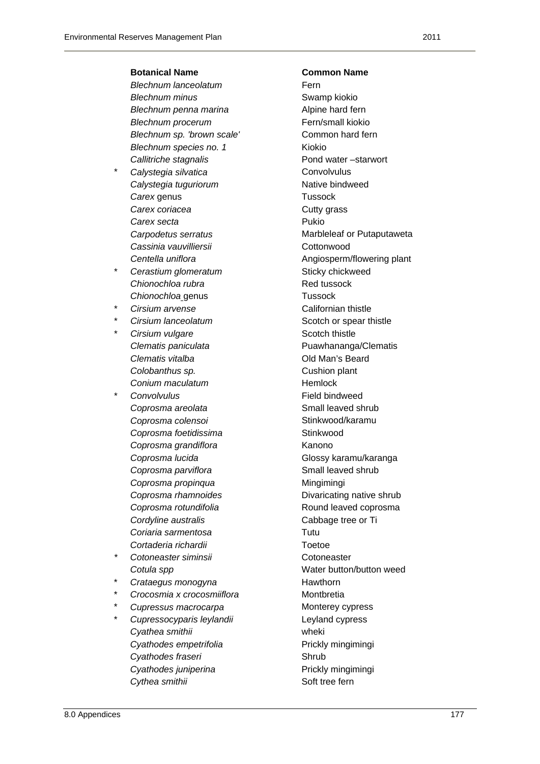| | Botanical Name | Common Name |
|---|---|---|
| | *Blechnum lanceolatum* | Fern |
| | *Blechnum minus* | Swamp kiokio |
| | *Blechnum penna marina* | Alpine hard fern |
| | *Blechnum procerum* | Fern/small kiokio |
| | *Blechnum sp. 'brown scale'* | Common hard fern |
| | *Blechnum species no. 1* | Kiokio |
| | *Callitriche stagnalis* | Pond water –starwort |
| * | *Calystegia silvatica* | Convolvulus |
| | *Calystegia tuguriorum* | Native bindweed |
| | *Carex* genus | Tussock |
| | *Carex coriacea* | Cutty grass |
| | *Carex secta* | Pukio |
| | *Carpodetus serratus* | Marbleleaf or Putaputaweta |
| | *Cassinia vauvilliersii* | Cottonwood |
| | *Centella uniflora* | Angiosperm/flowering plant |
| * | *Cerastium glomeratum* | Sticky chickweed |
| | *Chionochloa rubra* | Red tussock |
| | *Chionochloa* genus | Tussock |
| * | *Cirsium arvense* | Californian thistle |
| * | *Cirsium lanceolatum* | Scotch or spear thistle |
| * | *Cirsium vulgare* | Scotch thistle |
| | *Clematis paniculata* | Puawhananga/Clematis |
| | *Clematis vitalba* | Old Man's Beard |
| | *Colobanthus sp.* | Cushion plant |
| | *Conium maculatum* | Hemlock |
| * | *Convolvulus* | Field bindweed |
| | *Coprosma areolata* | Small leaved shrub |
| | *Coprosma colensoi* | Stinkwood/karamu |
| | *Coprosma foetidissima* | Stinkwood |
| | *Coprosma grandiflora* | Kanono |
| | *Coprosma lucida* | Glossy karamu/karanga |
| | *Coprosma parviflora* | Small leaved shrub |
| | *Coprosma propinqua* | Mingimingi |
| | *Coprosma rhamnoides* | Divaricating native shrub |
| | *Coprosma rotundifolia* | Round leaved coprosma |
| | *Cordyline australis* | Cabbage tree or Ti |
| | *Coriaria sarmentosa* | Tutu |
| | *Cortaderia richardii* | Toetoe |
| * | *Cotoneaster siminsii* | Cotoneaster |
| | *Cotula spp* | Water button/button weed |
| * | *Crataegus monogyna* | Hawthorn |
| * | *Crocosmia x crocosmiiflora* | Montbretia |
| * | *Cupressus macrocarpa* | Monterey cypress |
| * | *Cupressocyparis leylandii* | Leyland cypress |
| | *Cyathea smithii* | wheki |
| | *Cyathodes empetrifolia* | Prickly mingimingi |
| | *Cyathodes fraseri* | Shrub |
| | *Cyathodes juniperina* | Prickly mingimingi |
| | *Cythea smithii* | Soft tree fern |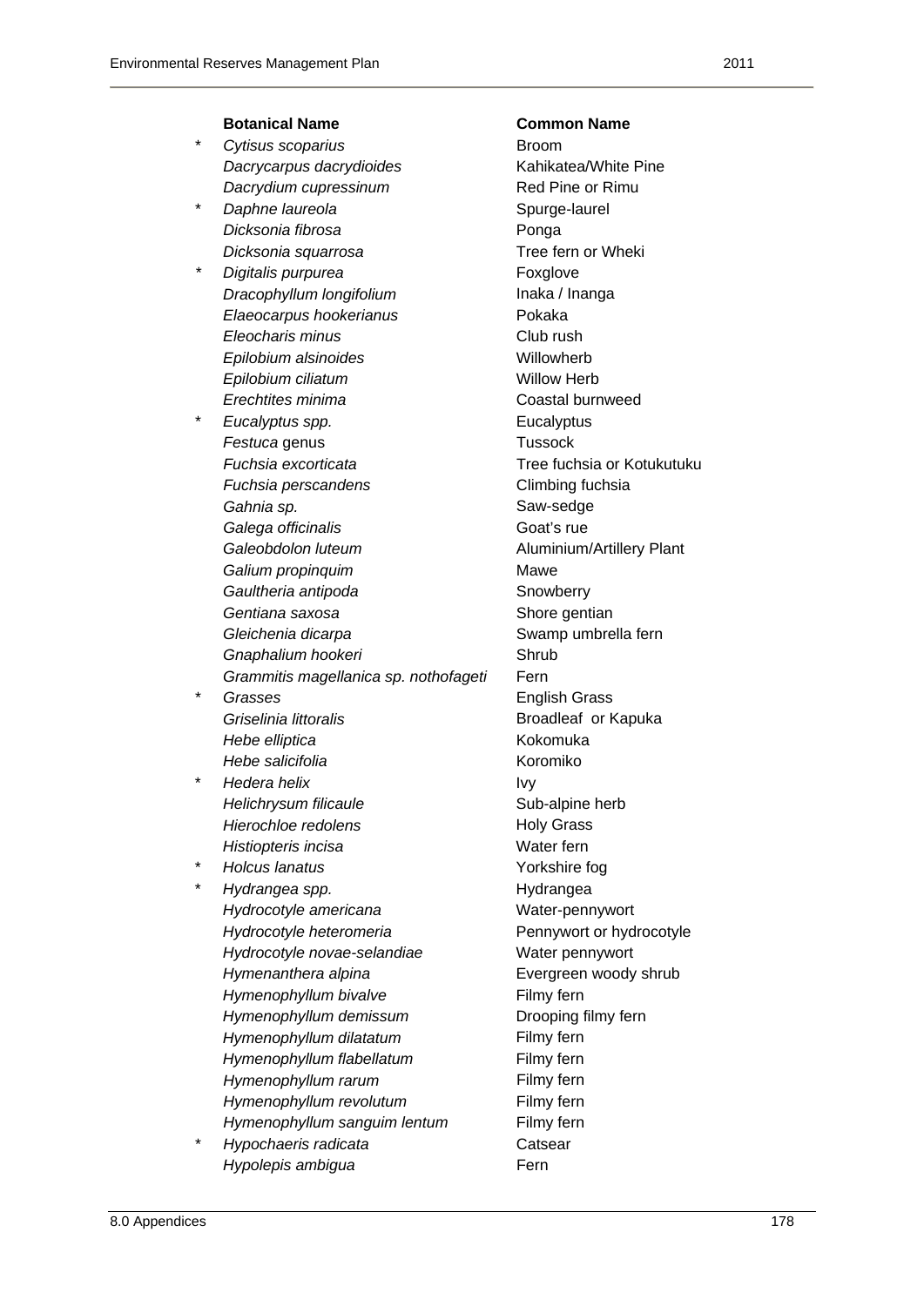| | Botanical Name | Common Name |
|---|---|---|
| * | *Cytisus scoparius* | Broom |
| | *Dacrycarpus dacrydioides* | Kahikatea/White Pine |
| | *Dacrydium cupressinum* | Red Pine or Rimu |
| * | *Daphne laureola* | Spurge-laurel |
| | *Dicksonia fibrosa* | Ponga |
| | *Dicksonia squarrosa* | Tree fern or Wheki |
| * | *Digitalis purpurea* | Foxglove |
| | *Dracophyllum longifolium* | Inaka / Inanga |
| | *Elaeocarpus hookerianus* | Pokaka |
| | *Eleocharis minus* | Club rush |
| | *Epilobium alsinoides* | Willowherb |
| | *Epilobium ciliatum* | Willow Herb |
| | *Erechtites minima* | Coastal burnweed |
| * | *Eucalyptus spp.* | Eucalyptus |
| | *Festuca* genus | Tussock |
| | *Fuchsia excorticata* | Tree fuchsia or Kotukutuku |
| | *Fuchsia perscandens* | Climbing fuchsia |
| | *Gahnia sp.* | Saw-sedge |
| | *Galega officinalis* | Goat's rue |
| | *Galeobdolon luteum* | Aluminium/Artillery Plant |
| | *Galium propinquim* | Mawe |
| | *Gaultheria antipoda* | Snowberry |
| | *Gentiana saxosa* | Shore gentian |
| | *Gleichenia dicarpa* | Swamp umbrella fern |
| | *Gnaphalium hookeri* | Shrub |
| | *Grammitis magellanica sp. nothofageti* | Fern |
| * | *Grasses* | English Grass |
| | *Griselinia littoralis* | Broadleaf or Kapuka |
| | *Hebe elliptica* | Kokomuka |
| | *Hebe salicifolia* | Koromiko |
| * | *Hedera helix* | Ivy |
| | *Helichrysum filicaule* | Sub-alpine herb |
| | *Hierochloe redolens* | Holy Grass |
| | *Histiopteris incisa* | Water fern |
| * | *Holcus lanatus* | Yorkshire fog |
| * | *Hydrangea spp.* | Hydrangea |
| | *Hydrocotyle americana* | Water-pennywort |
| | *Hydrocotyle heteromeria* | Pennywort or hydrocotyle |
| | *Hydrocotyle novae-selandiae* | Water pennywort |
| | *Hymenanthera alpina* | Evergreen woody shrub |
| | *Hymenophyllum bivalve* | Filmy fern |
| | *Hymenophyllum demissum* | Drooping filmy fern |
| | *Hymenophyllum dilatatum* | Filmy fern |
| | *Hymenophyllum flabellatum* | Filmy fern |
| | *Hymenophyllum rarum* | Filmy fern |
| | *Hymenophyllum revolutum* | Filmy fern |
| | *Hymenophyllum sanguim lentum* | Filmy fern |
| * | *Hypochaeris radicata* | Catsear |
| | *Hypolepis ambigua* | Fern |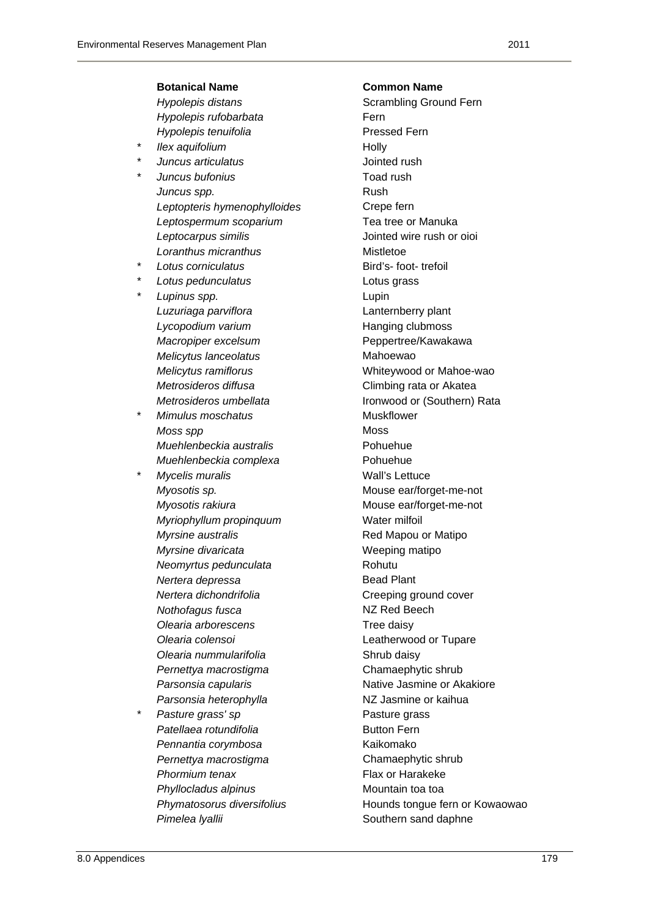| | Botanical Name | Common Name |
|---|---|---|
| | *Hypolepis distans* | Scrambling Ground Fern |
| | *Hypolepis rufobarbata* | Fern |
| | *Hypolepis tenuifolia* | Pressed Fern |
| * | *Ilex aquifolium* | Holly |
| * | *Juncus articulatus* | Jointed rush |
| * | *Juncus bufonius* | Toad rush |
| | *Juncus spp.* | Rush |
| | *Leptopteris hymenophylloides* | Crepe fern |
| | *Leptospermum scoparium* | Tea tree or Manuka |
| | *Leptocarpus similis* | Jointed wire rush or oioi |
| | *Loranthus micranthus* | Mistletoe |
| * | *Lotus corniculatus* | Bird's- foot- trefoil |
| * | *Lotus pedunculatus* | Lotus grass |
| * | *Lupinus spp.* | Lupin |
| | *Luzuriaga parviflora* | Lanternberry plant |
| | *Lycopodium varium* | Hanging clubmoss |
| | *Macropiper excelsum* | Peppertree/Kawakawa |
| | *Melicytus lanceolatus* | Mahoewao |
| | *Melicytus ramiflorus* | Whiteywood or Mahoe-wao |
| | *Metrosideros diffusa* | Climbing rata or Akatea |
| | *Metrosideros umbellata* | Ironwood or (Southern) Rata |
| * | *Mimulus moschatus* | Muskflower |
| | *Moss spp* | Moss |
| | *Muehlenbeckia australis* | Pohuehue |
| | *Muehlenbeckia complexa* | Pohuehue |
| * | *Mycelis muralis* | Wall's Lettuce |
| | *Myosotis sp.* | Mouse ear/forget-me-not |
| | *Myosotis rakiura* | Mouse ear/forget-me-not |
| | *Myriophyllum propinquum* | Water milfoil |
| | *Myrsine australis* | Red Mapou or Matipo |
| | *Myrsine divaricata* | Weeping matipo |
| | *Neomyrtus pedunculata* | Rohutu |
| | *Nertera depressa* | Bead Plant |
| | *Nertera dichondrifolia* | Creeping ground cover |
| | *Nothofagus fusca* | NZ Red Beech |
| | *Olearia arborescens* | Tree daisy |
| | *Olearia colensoi* | Leatherwood or Tupare |
| | *Olearia nummularifolia* | Shrub daisy |
| | *Pernettya macrostigma* | Chamaephytic shrub |
| | *Parsonsia capularis* | Native Jasmine or Akakiore |
| | *Parsonsia heterophylla* | NZ Jasmine or kaihua |
| * | *Pasture grass' sp* | Pasture grass |
| | *Patellaea rotundifolia* | Button Fern |
| | *Pennantia corymbosa* | Kaikomako |
| | *Pernettya macrostigma* | Chamaephytic shrub |
| | *Phormium tenax* | Flax or Harakeke |
| | *Phyllocladus alpinus* | Mountain toa toa |
| | *Phymatosorus diversifolius* | Hounds tongue fern or Kowaowao |
| | *Pimelea lyallii* | Southern sand daphne |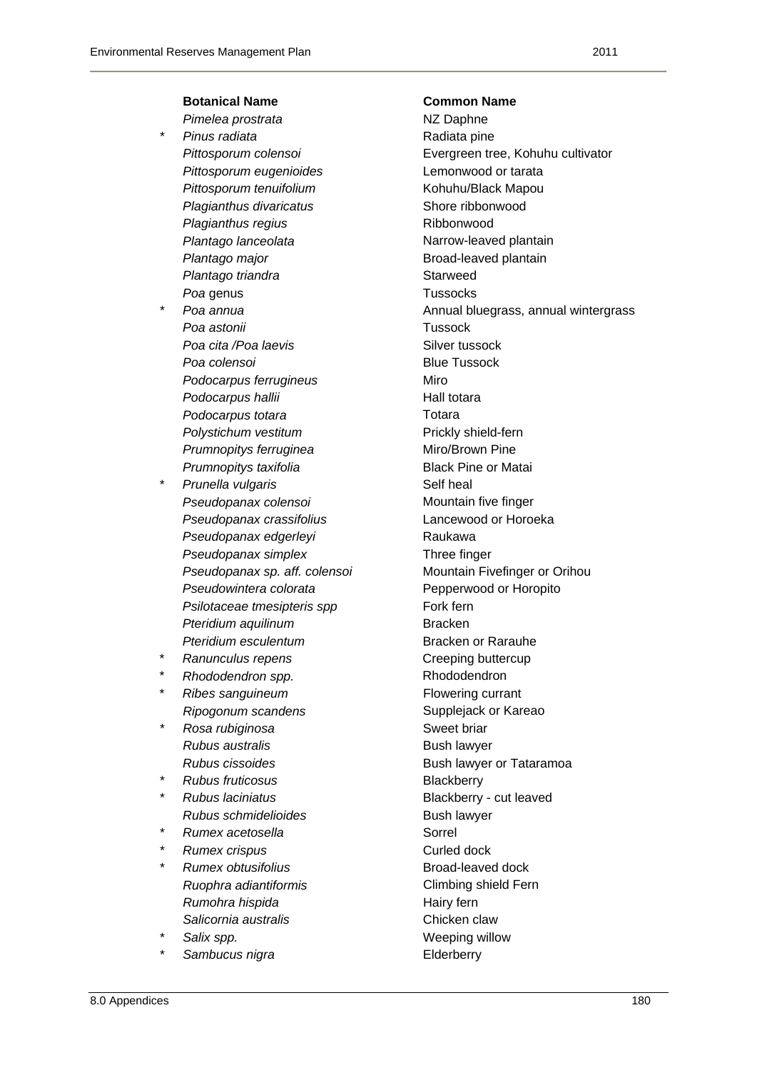| | Botanical Name | Common Name |
|---|---|---|
| | *Pimelea prostrata* | NZ Daphne |
| * | *Pinus radiata* | Radiata pine |
| | *Pittosporum colensoi* | Evergreen tree, Kohuhu cultivator |
| | *Pittosporum eugenioides* | Lemonwood or tarata |
| | *Pittosporum tenuifolium* | Kohuhu/Black Mapou |
| | *Plagianthus divaricatus* | Shore ribbonwood |
| | *Plagianthus regius* | Ribbonwood |
| | *Plantago lanceolata* | Narrow-leaved plantain |
| | *Plantago major* | Broad-leaved plantain |
| | *Plantago triandra* | Starweed |
| | *Poa* genus | Tussocks |
| * | *Poa annua* | Annual bluegrass, annual wintergrass |
| | *Poa astonii* | Tussock |
| | *Poa cita /Poa laevis* | Silver tussock |
| | *Poa colensoi* | Blue Tussock |
| | *Podocarpus ferrugineus* | Miro |
| | *Podocarpus hallii* | Hall totara |
| | *Podocarpus totara* | Totara |
| | *Polystichum vestitum* | Prickly shield-fern |
| | *Prumnopitys ferruginea* | Miro/Brown Pine |
| | *Prumnopitys taxifolia* | Black Pine or Matai |
| * | *Prunella vulgaris* | Self heal |
| | *Pseudopanax colensoi* | Mountain five finger |
| | *Pseudopanax crassifolius* | Lancewood or Horoeka |
| | *Pseudopanax edgerleyi* | Raukawa |
| | *Pseudopanax simplex* | Three finger |
| | *Pseudopanax sp. aff. colensoi* | Mountain Fivefinger or Orihou |
| | *Pseudowintera colorata* | Pepperwood or Horopito |
| | *Psilotaceae tmesipteris spp* | Fork fern |
| | *Pteridium aquilinum* | Bracken |
| | *Pteridium esculentum* | Bracken or Rarauhe |
| * | *Ranunculus repens* | Creeping buttercup |
| * | *Rhododendron spp.* | Rhododendron |
| * | *Ribes sanguineum* | Flowering currant |
| | *Ripogonum scandens* | Supplejack or Kareao |
| * | *Rosa rubiginosa* | Sweet briar |
| | *Rubus australis* | Bush lawyer |
| | *Rubus cissoides* | Bush lawyer or Tataramoa |
| * | *Rubus fruticosus* | Blackberry |
| * | *Rubus laciniatus* | Blackberry - cut leaved |
| | *Rubus schmidelioides* | Bush lawyer |
| * | *Rumex acetosella* | Sorrel |
| * | *Rumex crispus* | Curled dock |
| * | *Rumex obtusifolius* | Broad-leaved dock |
| | *Ruophra adiantiformis* | Climbing shield Fern |
| | *Rumohra hispida* | Hairy fern |
| | *Salicornia australis* | Chicken claw |
| * | *Salix spp.* | Weeping willow |
| * | *Sambucus nigra* | Elderberry |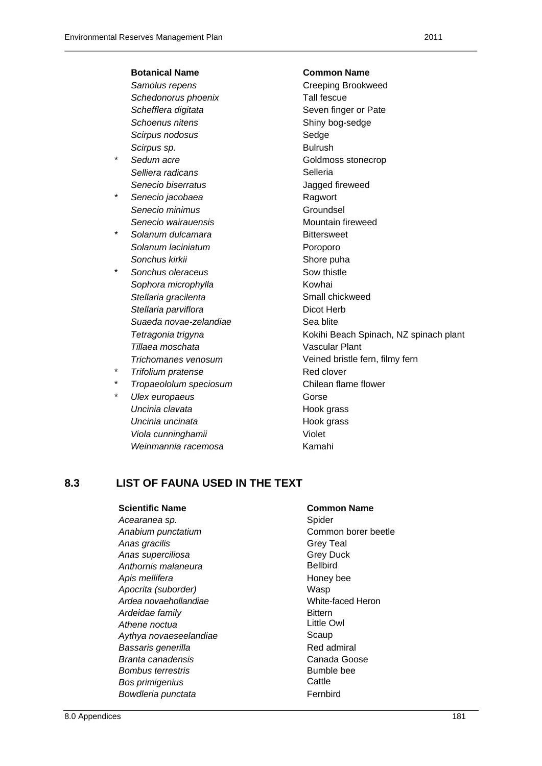| | Botanical Name | Common Name |
|---|---|---|
| | *Samolus repens* | Creeping Brookweed |
| | *Schedonorus phoenix* | Tall fescue |
| | *Schefflera digitata* | Seven finger or Pate |
| | *Schoenus nitens* | Shiny bog-sedge |
| | *Scirpus nodosus* | Sedge |
| | *Scirpus sp.* | Bulrush |
| * | *Sedum acre* | Goldmoss stonecrop |
| | *Selliera radicans* | Selleria |
| | *Senecio biserratus* | Jagged fireweed |
| * | *Senecio jacobaea* | Ragwort |
| | *Senecio minimus* | Groundsel |
| | *Senecio wairauensis* | Mountain fireweed |
| * | *Solanum dulcamara* | Bittersweet |
| | *Solanum laciniatum* | Poroporo |
| | *Sonchus kirkii* | Shore puha |
| * | *Sonchus oleraceus* | Sow thistle |
| | *Sophora microphylla* | Kowhai |
| | *Stellaria gracilenta* | Small chickweed |
| | *Stellaria parviflora* | Dicot Herb |
| | *Suaeda novae-zelandiae* | Sea blite |
| | *Tetragonia trigyna* | Kokihi Beach Spinach, NZ spinach plant |
| | *Tillaea moschata* | Vascular Plant |
| | *Trichomanes venosum* | Veined bristle fern, filmy fern |
| * | *Trifolium pratense* | Red clover |
| * | *Tropaeololum speciosum* | Chilean flame flower |
| * | *Ulex europaeus* | Gorse |
| | *Uncinia clavata* | Hook grass |
| | *Uncinia uncinata* | Hook grass |
| | *Viola cunninghamii* | Violet |
| | *Weinmannia racemosa* | Kamahi |

## 8.3 LIST OF FAUNA USED IN THE TEXT

| Scientific Name | Common Name |
|---|---|
| *Acearanea sp.* | Spider |
| *Anabium punctatium* | Common borer beetle |
| *Anas gracilis* | Grey Teal |
| *Anas superciliosa* | Grey Duck |
| *Anthornis malaneura* | Bellbird |
| *Apis mellifera* | Honey bee |
| *Apocrita (suborder)* | Wasp |
| *Ardea novaehollandiae* | White-faced Heron |
| *Ardeidae family* | Bittern |
| *Athene noctua* | Little Owl |
| *Aythya novaeseelandiae* | Scaup |
| *Bassaris generilla* | Red admiral |
| *Branta canadensis* | Canada Goose |
| *Bombus terrestris* | Bumble bee |
| *Bos primigenius* | Cattle |
| *Bowdleria punctata* | Fernbird |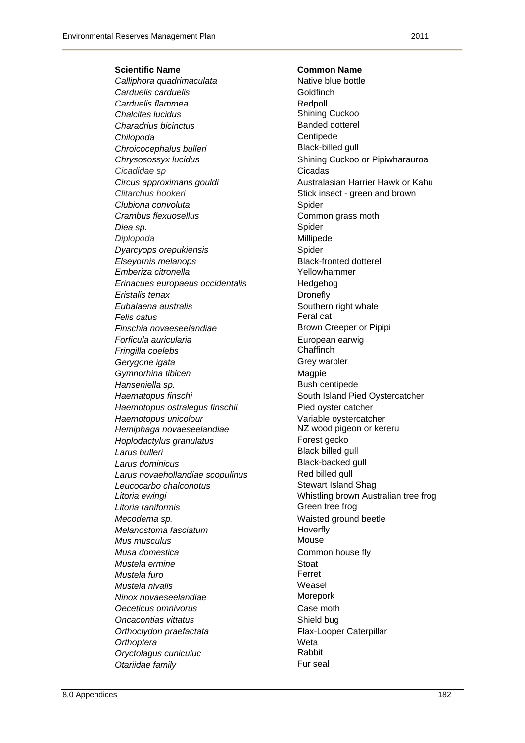| Scientific Name | Common Name |
|---|---|
| *Calliphora quadrimaculata* | Native blue bottle |
| *Carduelis carduelis* | Goldfinch |
| *Carduelis flammea* | Redpoll |
| *Chalcites lucidus* | Shining Cuckoo |
| *Charadrius bicinctus* | Banded dotterel |
| *Chilopoda* | Centipede |
| *Chroicocephalus bulleri* | Black-billed gull |
| *Chrysosossyx lucidus* | Shining Cuckoo or Pipiwharauroa |
| *Cicadidae sp* | Cicadas |
| *Circus approximans gouldi* | Australasian Harrier Hawk or Kahu |
| *Clitarchus hookeri* | Stick insect - green and brown |
| *Clubiona convoluta* | Spider |
| *Crambus flexuosellus* | Common grass moth |
| *Diea sp.* | Spider |
| *Diplopoda* | Millipede |
| *Dyarcyops orepukiensis* | Spider |
| *Elseyornis melanops* | Black-fronted dotterel |
| *Emberiza citronella* | Yellowhammer |
| *Erinacues europaeus occidentalis* | Hedgehog |
| *Eristalis tenax* | Dronefly |
| *Eubalaena australis* | Southern right whale |
| *Felis catus* | Feral cat |
| *Finschia novaeseelandiae* | Brown Creeper or Pipipi |
| *Forficula auricularia* | European earwig |
| *Fringilla coelebs* | Chaffinch |
| *Gerygone igata* | Grey warbler |
| *Gymnorhina tibicen* | Magpie |
| *Hanseniella sp.* | Bush centipede |
| *Haematopus finschi* | South Island Pied Oystercatcher |
| *Haemotopus ostralegus finschii* | Pied oyster catcher |
| *Haemotopus unicolour* | Variable oystercatcher |
| *Hemiphaga novaeseelandiae* | NZ wood pigeon or kereru |
| *Hoplodactylus granulatus* | Forest gecko |
| *Larus bulleri* | Black billed gull |
| *Larus dominicus* | Black-backed gull |
| *Larus novaehollandiae scopulinus* | Red billed gull |
| *Leucocarbo chalconotus* | Stewart Island Shag |
| *Litoria ewingi* | Whistling brown Australian tree frog |
| *Litoria raniformis* | Green tree frog |
| *Mecodema sp.* | Waisted ground beetle |
| *Melanostoma fasciatum* | Hoverfly |
| *Mus musculus* | Mouse |
| *Musa domestica* | Common house fly |
| *Mustela ermine* | Stoat |
| *Mustela furo* | Ferret |
| *Mustela nivalis* | Weasel |
| *Ninox novaeseelandiae* | Morepork |
| *Oeceticus omnivorus* | Case moth |
| *Oncacontias vittatus* | Shield bug |
| *Orthoclydon praefactata* | Flax-Looper Caterpillar |
| *Orthoptera* | Weta |
| *Oryctolagus cuniculuc* | Rabbit |
| *Otariidae family* | Fur seal |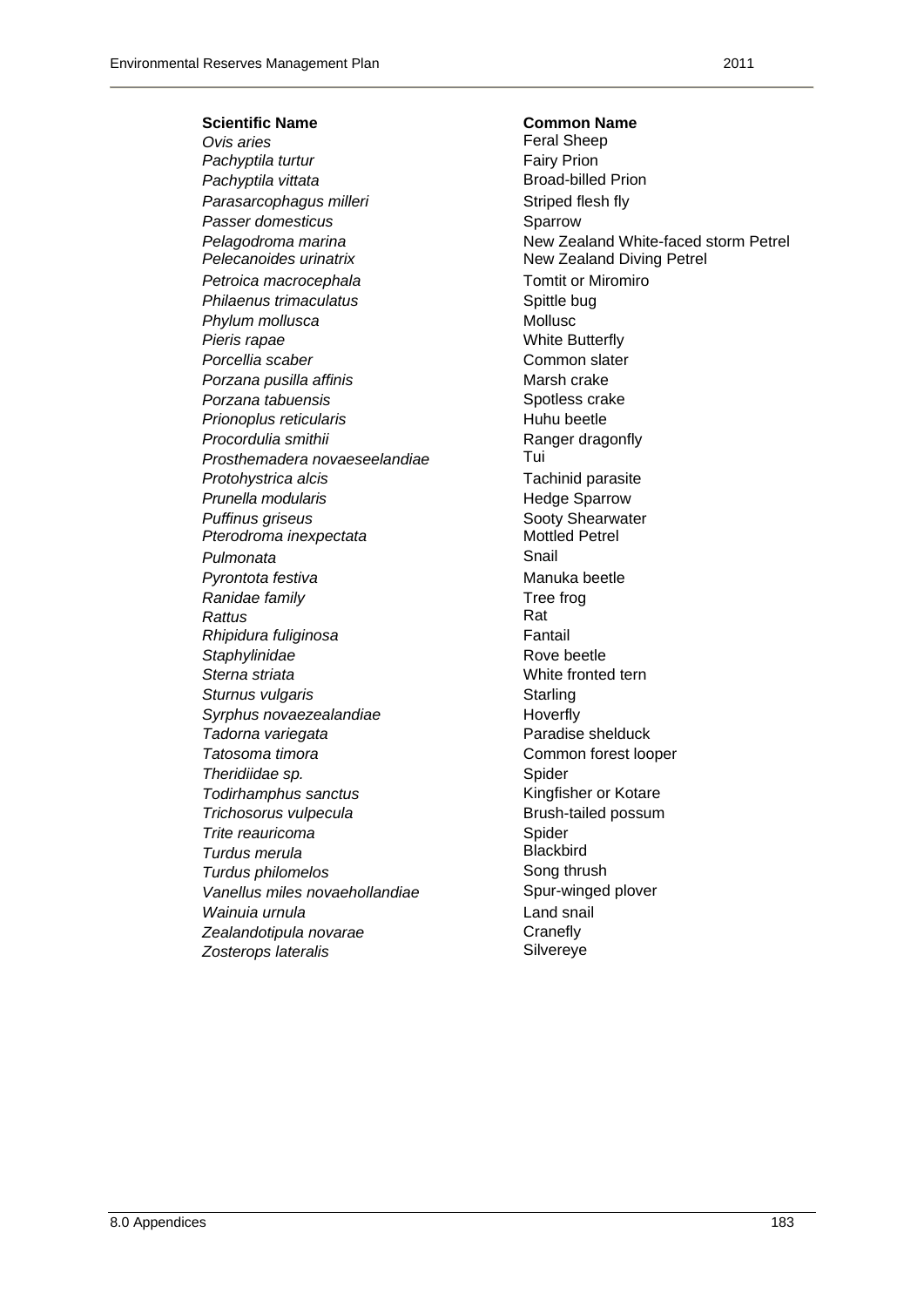| Scientific Name | Common Name |
|---|---|
| *Ovis aries* | Feral Sheep |
| *Pachyptila turtur* | Fairy Prion |
| *Pachyptila vittata* | Broad-billed Prion |
| *Parasarcophagus milleri* | Striped flesh fly |
| *Passer domesticus* | Sparrow |
| *Pelagodroma marina* | New Zealand White-faced storm Petrel |
| *Pelecanoides urinatrix* | New Zealand Diving Petrel |
| *Petroica macrocephala* | Tomtit or Miromiro |
| *Philaenus trimaculatus* | Spittle bug |
| *Phylum mollusca* | Mollusc |
| *Pieris rapae* | White Butterfly |
| *Porcellia scaber* | Common slater |
| *Porzana pusilla affinis* | Marsh crake |
| *Porzana tabuensis* | Spotless crake |
| *Prionoplus reticularis* | Huhu beetle |
| *Procordulia smithii* | Ranger dragonfly |
| *Prosthemadera novaeseelandiae* | Tui |
| *Protohystrica alcis* | Tachinid parasite |
| *Prunella modularis* | Hedge Sparrow |
| *Puffinus griseus* | Sooty Shearwater |
| *Pterodroma inexpectata* | Mottled Petrel |
| *Pulmonata* | Snail |
| *Pyrontota festiva* | Manuka beetle |
| *Ranidae family* | Tree frog |
| *Rattus* | Rat |
| *Rhipidura fuliginosa* | Fantail |
| *Staphylinidae* | Rove beetle |
| *Sterna striata* | White fronted tern |
| *Sturnus vulgaris* | Starling |
| *Syrphus novaezealandiae* | Hoverfly |
| *Tadorna variegata* | Paradise shelduck |
| *Tatosoma timora* | Common forest looper |
| *Theridiidae sp.* | Spider |
| *Todirhamphus sanctus* | Kingfisher or Kotare |
| *Trichosorus vulpecula* | Brush-tailed possum |
| *Trite reauricoma* | Spider |
| *Turdus merula* | Blackbird |
| *Turdus philomelos* | Song thrush |
| *Vanellus miles novaehollandiae* | Spur-winged plover |
| *Wainuia urnula* | Land snail |
| *Zealandotipula novarae* | Cranefly |
| *Zosterops lateralis* | Silvereye |